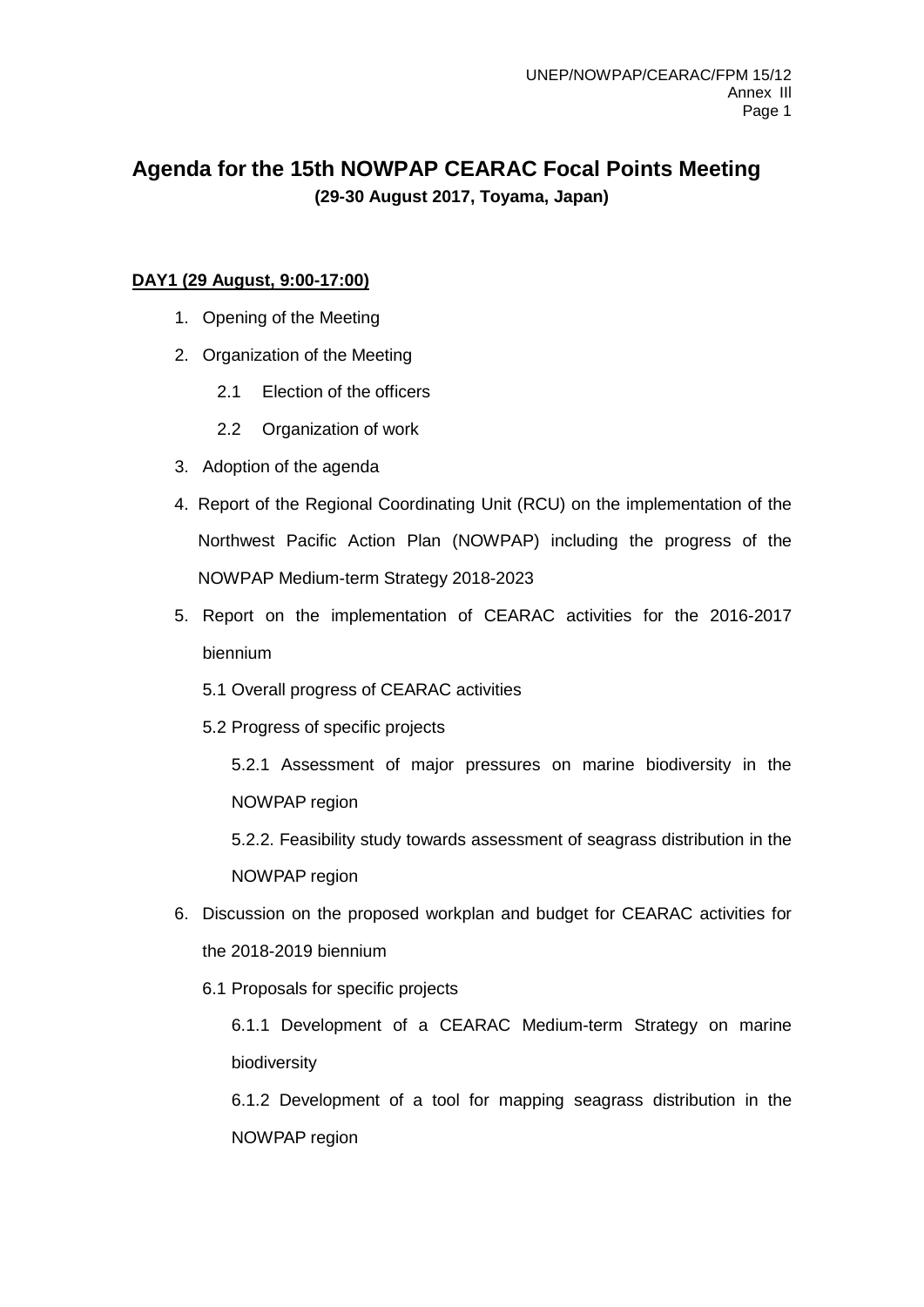# Agenda for the 15th NOWPAP CEARAC Focal Points Meeting

**(29-30 August 2017, Toyama, Japan)**

**DAY1 (29 August, 9:00-17:00)**

1. Opening of the Meeting
2. Organization of the Meeting
   - 2.1 Election of the officers
   - 2.2 Organization of work
3. Adoption of the agenda
4. Report of the Regional Coordinating Unit (RCU) on the implementation of the Northwest Pacific Action Plan (NOWPAP) including the progress of the NOWPAP Medium-term Strategy 2018-2023
5. Report on the implementation of CEARAC activities for the 2016-2017 biennium
   - 5.1 Overall progress of CEARAC activities
   - 5.2 Progress of specific projects
     - 5.2.1 Assessment of major pressures on marine biodiversity in the NOWPAP region
     - 5.2.2. Feasibility study towards assessment of seagrass distribution in the NOWPAP region
6. Discussion on the proposed workplan and budget for CEARAC activities for the 2018-2019 biennium
   - 6.1 Proposals for specific projects
     - 6.1.1 Development of a CEARAC Medium-term Strategy on marine biodiversity
     - 6.1.2 Development of a tool for mapping seagrass distribution in the NOWPAP region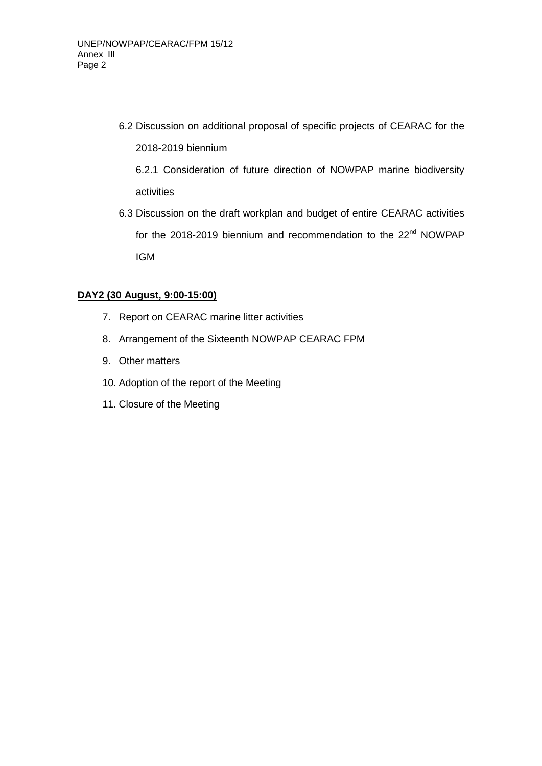6.2 Discussion on additional proposal of specific projects of CEARAC for the 2018-2019 biennium

   6.2.1 Consideration of future direction of NOWPAP marine biodiversity activities

6.3 Discussion on the draft workplan and budget of entire CEARAC activities for the 2018-2019 biennium and recommendation to the 22nd NOWPAP IGM

**DAY2 (30 August, 9:00-15:00)**

7. Report on CEARAC marine litter activities
8. Arrangement of the Sixteenth NOWPAP CEARAC FPM
9. Other matters
10. Adoption of the report of the Meeting
11. Closure of the Meeting